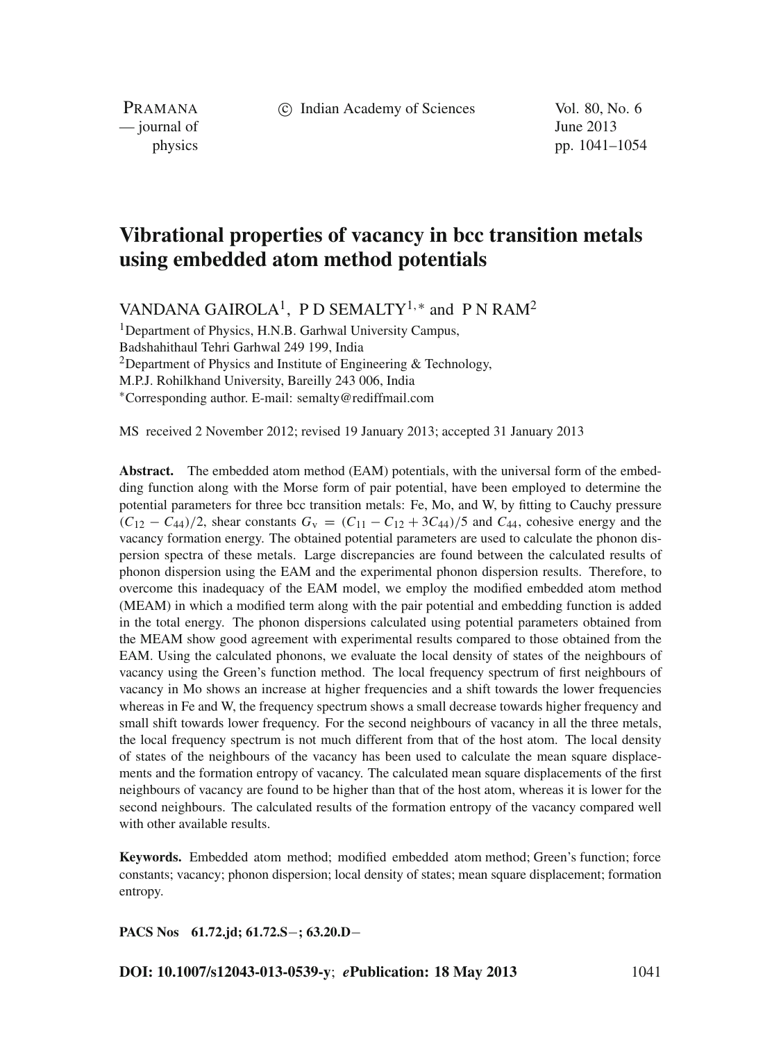# Vibrational properties of vacancy in bcc transition metals using embedded atom method potentials

VANDANA GAIROLA[1], P D SEMALTY[1,*] and P N RAM[2]

[1]Department of Physics, H.N.B. Garhwal University Campus, Badshahithaul Tehri Garhwal 249 199, India

[2]Department of Physics and Institute of Engineering & Technology, M.P.J. Rohilkhand University, Bareilly 243 006, India

[*]Corresponding author. E-mail: semalty@rediffmail.com

MS received 2 November 2012; revised 19 January 2013; accepted 31 January 2013

**Abstract.** The embedded atom method (EAM) potentials, with the universal form of the embedding function along with the Morse form of pair potential, have been employed to determine the potential parameters for three bcc transition metals: Fe, Mo, and W, by fitting to Cauchy pressure $(C_{12} - C_{44})/2$, shear constants $G_v = (C_{11} - C_{12} + 3C_{44})/5$ and $C_{44}$, cohesive energy and the vacancy formation energy. The obtained potential parameters are used to calculate the phonon dispersion spectra of these metals. Large discrepancies are found between the calculated results of phonon dispersion using the EAM and the experimental phonon dispersion results. Therefore, to overcome this inadequacy of the EAM model, we employ the modified embedded atom method (MEAM) in which a modified term along with the pair potential and embedding function is added in the total energy. The phonon dispersions calculated using potential parameters obtained from the MEAM show good agreement with experimental results compared to those obtained from the EAM. Using the calculated phonons, we evaluate the local density of states of the neighbours of vacancy using the Green's function method. The local frequency spectrum of first neighbours of vacancy in Mo shows an increase at higher frequencies and a shift towards the lower frequencies whereas in Fe and W, the frequency spectrum shows a small decrease towards higher frequency and small shift towards lower frequency. For the second neighbours of vacancy in all the three metals, the local frequency spectrum is not much different from that of the host atom. The local density of states of the neighbours of the vacancy has been used to calculate the mean square displacements and the formation entropy of vacancy. The calculated mean square displacements of the first neighbours of vacancy are found to be higher than that of the host atom, whereas it is lower for the second neighbours. The calculated results of the formation entropy of the vacancy compared well with other available results.

**Keywords.** Embedded atom method; modified embedded atom method; Green's function; force constants; vacancy; phonon dispersion; local density of states; mean square displacement; formation entropy.

**PACS Nos** 61.72.jd; 61.72.S−; 63.20.D−

**DOI: 10.1007/s12043-013-0539-y**; ***e*Publication: 18 May 2013**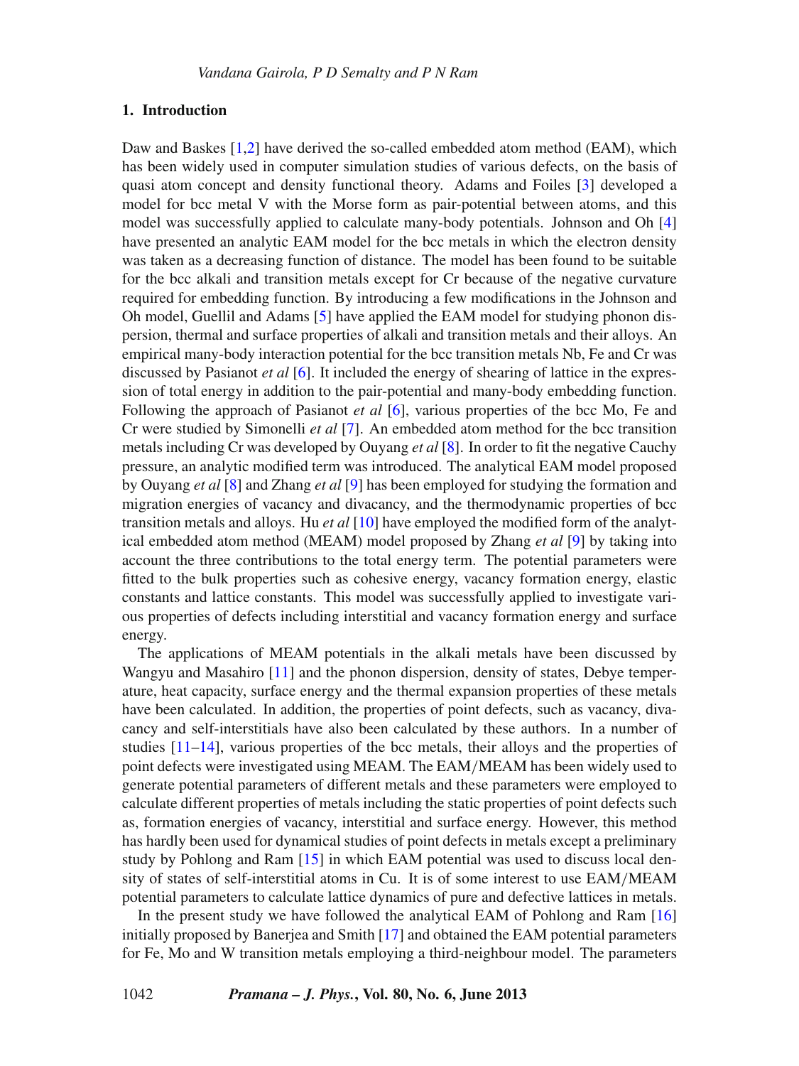## 1. Introduction

Daw and Baskes [1,2] have derived the so-called embedded atom method (EAM), which has been widely used in computer simulation studies of various defects, on the basis of quasi atom concept and density functional theory. Adams and Foiles [3] developed a model for bcc metal V with the Morse form as pair-potential between atoms, and this model was successfully applied to calculate many-body potentials. Johnson and Oh [4] have presented an analytic EAM model for the bcc metals in which the electron density was taken as a decreasing function of distance. The model has been found to be suitable for the bcc alkali and transition metals except for Cr because of the negative curvature required for embedding function. By introducing a few modifications in the Johnson and Oh model, Guellil and Adams [5] have applied the EAM model for studying phonon dispersion, thermal and surface properties of alkali and transition metals and their alloys. An empirical many-body interaction potential for the bcc transition metals Nb, Fe and Cr was discussed by Pasianot *et al* [6]. It included the energy of shearing of lattice in the expression of total energy in addition to the pair-potential and many-body embedding function. Following the approach of Pasianot *et al* [6], various properties of the bcc Mo, Fe and Cr were studied by Simonelli *et al* [7]. An embedded atom method for the bcc transition metals including Cr was developed by Ouyang *et al* [8]. In order to fit the negative Cauchy pressure, an analytic modified term was introduced. The analytical EAM model proposed by Ouyang *et al* [8] and Zhang *et al* [9] has been employed for studying the formation and migration energies of vacancy and divacancy, and the thermodynamic properties of bcc transition metals and alloys. Hu *et al* [10] have employed the modified form of the analytical embedded atom method (MEAM) model proposed by Zhang *et al* [9] by taking into account the three contributions to the total energy term. The potential parameters were fitted to the bulk properties such as cohesive energy, vacancy formation energy, elastic constants and lattice constants. This model was successfully applied to investigate various properties of defects including interstitial and vacancy formation energy and surface energy.

The applications of MEAM potentials in the alkali metals have been discussed by Wangyu and Masahiro [11] and the phonon dispersion, density of states, Debye temperature, heat capacity, surface energy and the thermal expansion properties of these metals have been calculated. In addition, the properties of point defects, such as vacancy, divacancy and self-interstitials have also been calculated by these authors. In a number of studies [11–14], various properties of the bcc metals, their alloys and the properties of point defects were investigated using MEAM. The EAM/MEAM has been widely used to generate potential parameters of different metals and these parameters were employed to calculate different properties of metals including the static properties of point defects such as, formation energies of vacancy, interstitial and surface energy. However, this method has hardly been used for dynamical studies of point defects in metals except a preliminary study by Pohlong and Ram [15] in which EAM potential was used to discuss local density of states of self-interstitial atoms in Cu. It is of some interest to use EAM/MEAM potential parameters to calculate lattice dynamics of pure and defective lattices in metals.

In the present study we have followed the analytical EAM of Pohlong and Ram [16] initially proposed by Banerjea and Smith [17] and obtained the EAM potential parameters for Fe, Mo and W transition metals employing a third-neighbour model. The parameters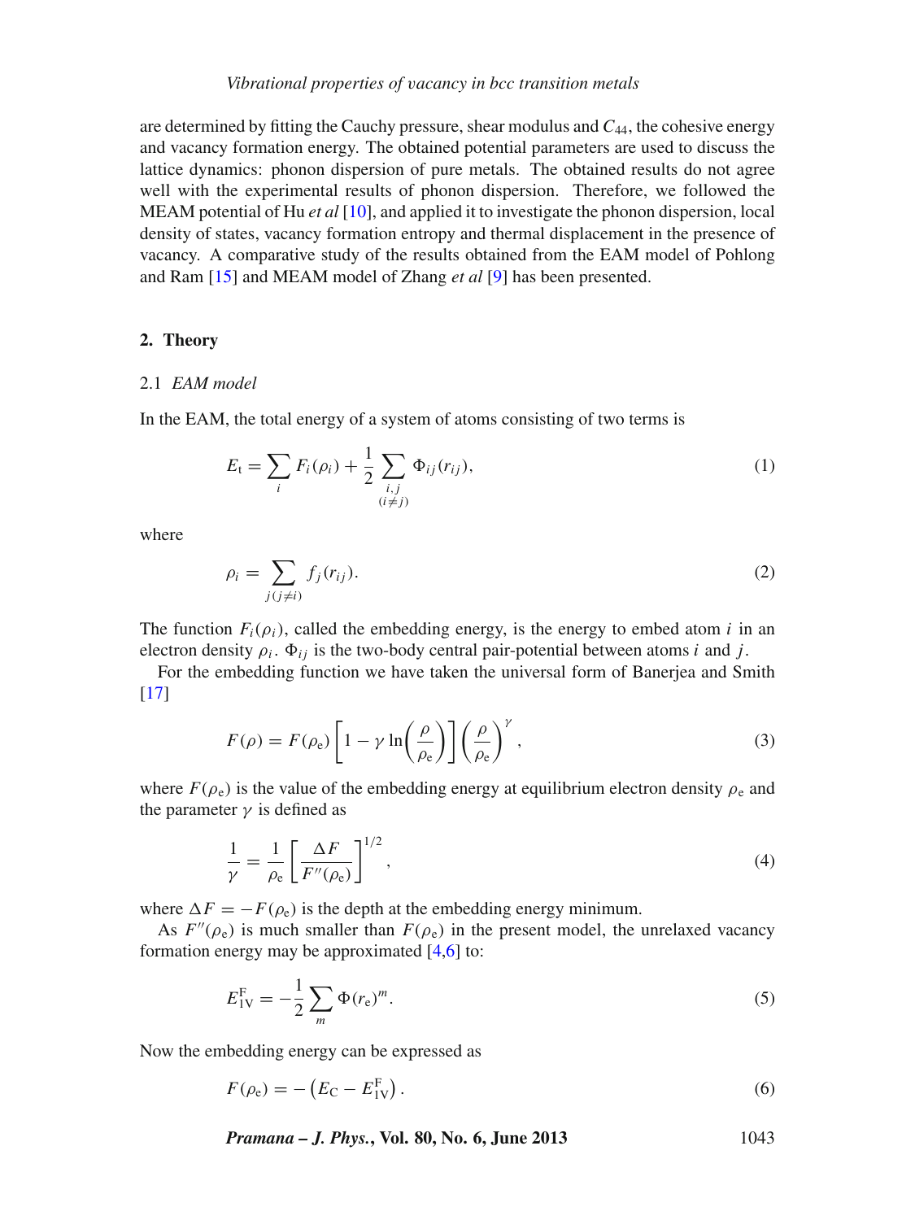are determined by fitting the Cauchy pressure, shear modulus and $C_{44}$, the cohesive energy and vacancy formation energy. The obtained potential parameters are used to discuss the lattice dynamics: phonon dispersion of pure metals. The obtained results do not agree well with the experimental results of phonon dispersion. Therefore, we followed the MEAM potential of Hu *et al* [10], and applied it to investigate the phonon dispersion, local density of states, vacancy formation entropy and thermal displacement in the presence of vacancy. A comparative study of the results obtained from the EAM model of Pohlong and Ram [15] and MEAM model of Zhang *et al* [9] has been presented.

## 2. Theory

### 2.1 *EAM model*

In the EAM, the total energy of a system of atoms consisting of two terms is

$$E_t = \sum_i F_i(\rho_i) + \frac{1}{2} \sum_{\substack{i,j \\ (i \neq j)}} \Phi_{ij}(r_{ij}), \tag{1}$$

where

$$\rho_i = \sum_{j(j \neq i)} f_j(r_{ij}). \tag{2}$$

The function $F_i(\rho_i)$, called the embedding energy, is the energy to embed atom $i$ in an electron density $\rho_i$. $\Phi_{ij}$ is the two-body central pair-potential between atoms $i$ and $j$.

For the embedding function we have taken the universal form of Banerjea and Smith [17]

$$F(\rho) = F(\rho_e) \left[ 1 - \gamma \ln\left( \frac{\rho}{\rho_e} \right) \right] \left( \frac{\rho}{\rho_e} \right)^{\gamma}, \tag{3}$$

where $F(\rho_e)$ is the value of the embedding energy at equilibrium electron density $\rho_e$ and the parameter $\gamma$ is defined as

$$\frac{1}{\gamma} = \frac{1}{\rho_e} \left[ \frac{\Delta F}{F''(\rho_e)} \right]^{1/2}, \tag{4}$$

where $\Delta F = -F(\rho_e)$ is the depth at the embedding energy minimum.

As $F''(\rho_e)$ is much smaller than $F(\rho_e)$ in the present model, the unrelaxed vacancy formation energy may be approximated [4,6] to:

$$E_{1V}^{F} = -\frac{1}{2} \sum_m \Phi(r_e)^m. \tag{5}$$

Now the embedding energy can be expressed as

$$F(\rho_e) = -\left( E_C - E_{1V}^{F} \right). \tag{6}$$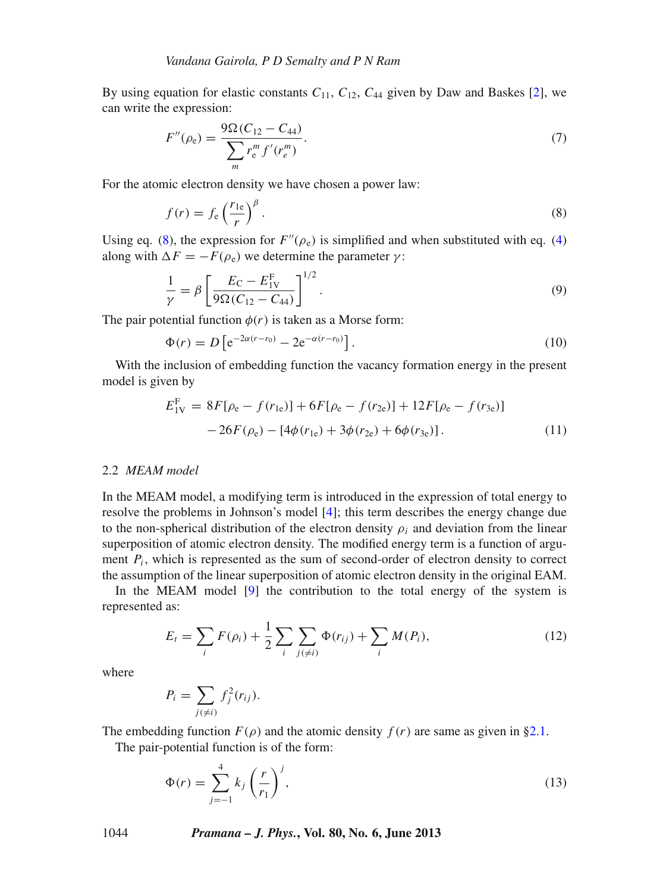By using equation for elastic constants $C_{11}$, $C_{12}$, $C_{44}$ given by Daw and Baskes [2], we can write the expression:

$$F''(\rho_e) = \frac{9\Omega(C_{12} - C_{44})}{\sum_m r_e^m f'(r_e^m)}. \tag{7}$$

For the atomic electron density we have chosen a power law:

$$f(r) = f_e \left(\frac{r_{1e}}{r}\right)^{\beta}. \tag{8}$$

Using eq. (8), the expression for $F''(\rho_e)$ is simplified and when substituted with eq. (4) along with $\Delta F = -F(\rho_e)$ we determine the parameter $\gamma$:

$$\frac{1}{\gamma} = \beta \left[\frac{E_C - E_{1V}^F}{9\Omega(C_{12} - C_{44})}\right]^{1/2}. \tag{9}$$

The pair potential function $\phi(r)$ is taken as a Morse form:

$$\Phi(r) = D\left[e^{-2\alpha(r-r_0)} - 2e^{-\alpha(r-r_0)}\right]. \tag{10}$$

With the inclusion of embedding function the vacancy formation energy in the present model is given by

$$\begin{aligned} E_{1V}^F &= 8F[\rho_e - f(r_{1e})] + 6F[\rho_e - f(r_{2e})] + 12F[\rho_e - f(r_{3e})] \\ &\quad - 26F(\rho_e) - [4\phi(r_{1e}) + 3\phi(r_{2e}) + 6\phi(r_{3e})]. \end{aligned} \tag{11}$$

### 2.2 *MEAM model*

In the MEAM model, a modifying term is introduced in the expression of total energy to resolve the problems in Johnson's model [4]; this term describes the energy change due to the non-spherical distribution of the electron density $\rho_i$ and deviation from the linear superposition of atomic electron density. The modified energy term is a function of argument $P_i$, which is represented as the sum of second-order of electron density to correct the assumption of the linear superposition of atomic electron density in the original EAM.

In the MEAM model [9] the contribution to the total energy of the system is represented as:

$$E_t = \sum_i F(\rho_i) + \frac{1}{2}\sum_i \sum_{j(\neq i)} \Phi(r_{ij}) + \sum_i M(P_i), \tag{12}$$

where

$$P_i = \sum_{j(\neq i)} f_j^2(r_{ij}).$$

The embedding function $F(\rho)$ and the atomic density $f(r)$ are same as given in §2.1.

The pair-potential function is of the form:

$$\Phi(r) = \sum_{j=-1}^{4} k_j \left(\frac{r}{r_1}\right)^j, \tag{13}$$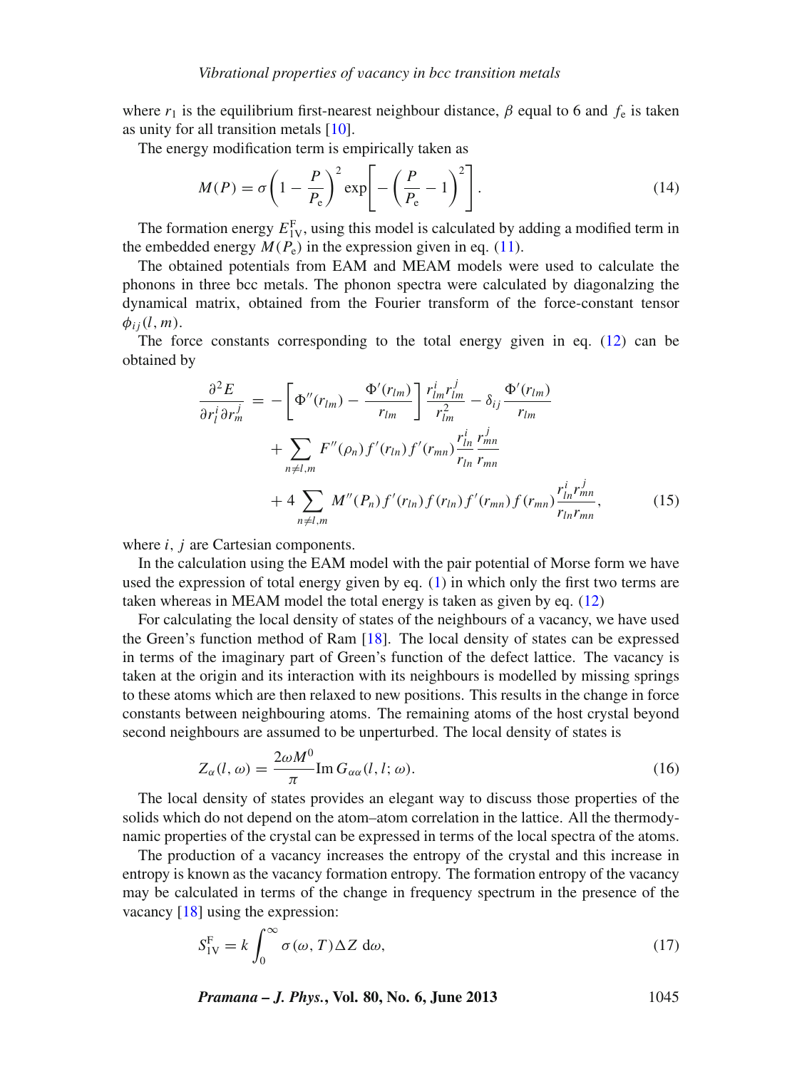where $r_1$ is the equilibrium first-nearest neighbour distance, $\beta$ equal to 6 and $f_e$ is taken as unity for all transition metals [10].

The energy modification term is empirically taken as

$$M(P) = \sigma \left(1 - \frac{P}{P_e}\right)^2 \exp\left[-\left(\frac{P}{P_e} - 1\right)^2\right]. \tag{14}$$

The formation energy $E_{1V}^F$, using this model is calculated by adding a modified term in the embedded energy $M(P_e)$ in the expression given in eq. (11).

The obtained potentials from EAM and MEAM models were used to calculate the phonons in three bcc metals. The phonon spectra were calculated by diagonalzing the dynamical matrix, obtained from the Fourier transform of the force-constant tensor $\phi_{ij}(l, m)$.

The force constants corresponding to the total energy given in eq. (12) can be obtained by

$$\begin{aligned}
\frac{\partial^2 E}{\partial r_l^i \partial r_m^j} &= -\left[\Phi''(r_{lm}) - \frac{\Phi'(r_{lm})}{r_{lm}}\right] \frac{r_{lm}^i r_{lm}^j}{r_{lm}^2} - \delta_{ij} \frac{\Phi'(r_{lm})}{r_{lm}} \\
&\quad + \sum_{n \neq l,m} F''(\rho_n) f'(r_{ln}) f'(r_{mn}) \frac{r_{ln}^i}{r_{ln}} \frac{r_{mn}^j}{r_{mn}} \\
&\quad + 4 \sum_{n \neq l,m} M''(P_n) f'(r_{ln}) f(r_{ln}) f'(r_{mn}) f(r_{mn}) \frac{r_{ln}^i r_{mn}^j}{r_{ln} r_{mn}},
\end{aligned} \tag{15}$$

where $i$, $j$ are Cartesian components.

In the calculation using the EAM model with the pair potential of Morse form we have used the expression of total energy given by eq. (1) in which only the first two terms are taken whereas in MEAM model the total energy is taken as given by eq. (12)

For calculating the local density of states of the neighbours of a vacancy, we have used the Green's function method of Ram [18]. The local density of states can be expressed in terms of the imaginary part of Green's function of the defect lattice. The vacancy is taken at the origin and its interaction with its neighbours is modelled by missing springs to these atoms which are then relaxed to new positions. This results in the change in force constants between neighbouring atoms. The remaining atoms of the host crystal beyond second neighbours are assumed to be unperturbed. The local density of states is

$$Z_\alpha(l, \omega) = \frac{2\omega M^0}{\pi} \text{Im}\, G_{\alpha\alpha}(l, l; \omega). \tag{16}$$

The local density of states provides an elegant way to discuss those properties of the solids which do not depend on the atom–atom correlation in the lattice. All the thermodynamic properties of the crystal can be expressed in terms of the local spectra of the atoms.

The production of a vacancy increases the entropy of the crystal and this increase in entropy is known as the vacancy formation entropy. The formation entropy of the vacancy may be calculated in terms of the change in frequency spectrum in the presence of the vacancy [18] using the expression:

$$S_{1V}^F = k \int_0^\infty \sigma(\omega, T) \Delta Z \, d\omega, \tag{17}$$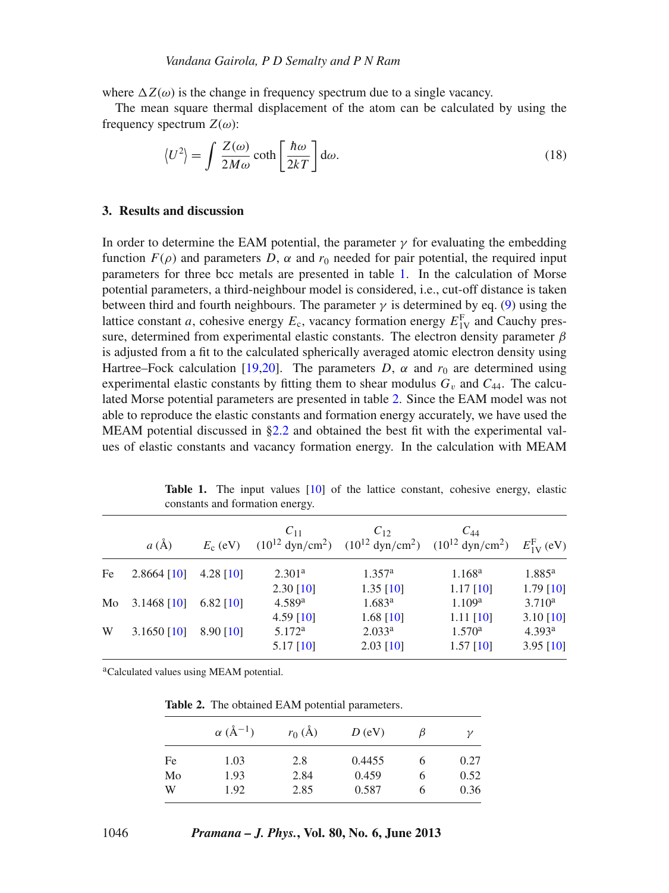where $\Delta Z(\omega)$ is the change in frequency spectrum due to a single vacancy.

The mean square thermal displacement of the atom can be calculated by using the frequency spectrum $Z(\omega)$:

$$\langle U^2 \rangle = \int \frac{Z(\omega)}{2M\omega} \coth\left[\frac{\hbar\omega}{2kT}\right] \mathrm{d}\omega. \tag{18}$$

## 3. Results and discussion

In order to determine the EAM potential, the parameter $\gamma$ for evaluating the embedding function $F(\rho)$ and parameters $D$, $\alpha$ and $r_0$ needed for pair potential, the required input parameters for three bcc metals are presented in table 1. In the calculation of Morse potential parameters, a third-neighbour model is considered, i.e., cut-off distance is taken between third and fourth neighbours. The parameter $\gamma$ is determined by eq. (9) using the lattice constant $a$, cohesive energy $E_c$, vacancy formation energy $E_{1V}^F$ and Cauchy pressure, determined from experimental elastic constants. The electron density parameter $\beta$ is adjusted from a fit to the calculated spherically averaged atomic electron density using Hartree–Fock calculation [19,20]. The parameters $D$, $\alpha$ and $r_0$ are determined using experimental elastic constants by fitting them to shear modulus $G_v$ and $C_{44}$. The calculated Morse potential parameters are presented in table 2. Since the EAM model was not able to reproduce the elastic constants and formation energy accurately, we have used the MEAM potential discussed in §2.2 and obtained the best fit with the experimental values of elastic constants and vacancy formation energy. In the calculation with MEAM

**Table 1.** The input values [10] of the lattice constant, cohesive energy, elastic constants and formation energy.

| | $a$ (Å) | $E_c$ (eV) | $C_{11}$ ($10^{12}$ dyn/cm$^2$) | $C_{12}$ ($10^{12}$ dyn/cm$^2$) | $C_{44}$ ($10^{12}$ dyn/cm$^2$) | $E_{1V}^F$ (eV) |
|---|---|---|---|---|---|---|
| Fe | 2.8664 [10] | 4.28 [10] | 2.301[a] | 1.357[a] | 1.168[a] | 1.885[a] |
| | | | 2.30 [10] | 1.35 [10] | 1.17 [10] | 1.79 [10] |
| Mo | 3.1468 [10] | 6.82 [10] | 4.589[a] | 1.683[a] | 1.109[a] | 3.710[a] |
| | | | 4.59 [10] | 1.68 [10] | 1.11 [10] | 3.10 [10] |
| W | 3.1650 [10] | 8.90 [10] | 5.172[a] | 2.033[a] | 1.570[a] | 4.393[a] |
| | | | 5.17 [10] | 2.03 [10] | 1.57 [10] | 3.95 [10] |

[a]Calculated values using MEAM potential.

**Table 2.** The obtained EAM potential parameters.

| | $\alpha$ (Å$^{-1}$) | $r_0$ (Å) | $D$ (eV) | $\beta$ | $\gamma$ |
|---|---|---|---|---|---|
| Fe | 1.03 | 2.8 | 0.4455 | 6 | 0.27 |
| Mo | 1.93 | 2.84 | 0.459 | 6 | 0.52 |
| W | 1.92 | 2.85 | 0.587 | 6 | 0.36 |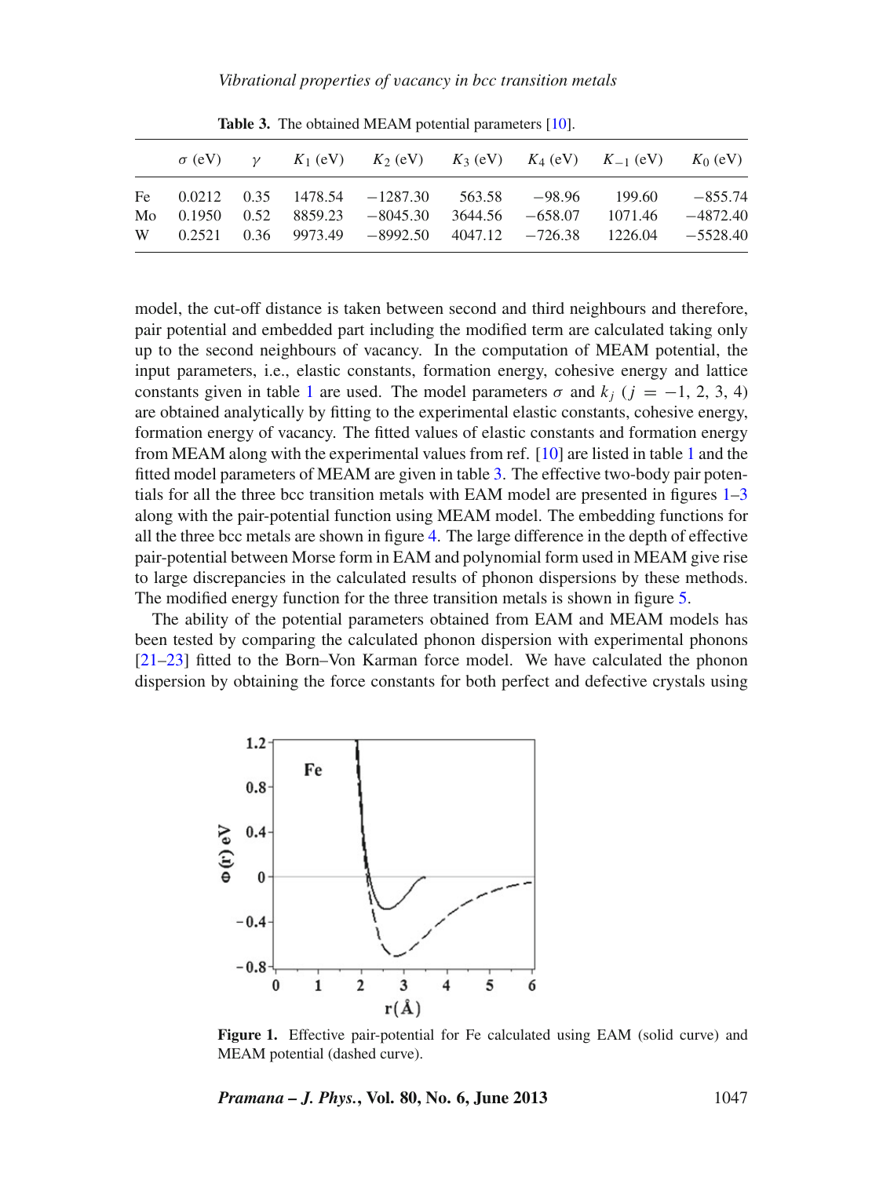**Table 3.** The obtained MEAM potential parameters [10].

| | $\sigma$ (eV) | $\gamma$ | $K_1$ (eV) | $K_2$ (eV) | $K_3$ (eV) | $K_4$ (eV) | $K_{-1}$ (eV) | $K_0$ (eV) |
|---|---|---|---|---|---|---|---|---|
| Fe | 0.0212 | 0.35 | 1478.54 | −1287.30 | 563.58 | −98.96 | 199.60 | −855.74 |
| Mo | 0.1950 | 0.52 | 8859.23 | −8045.30 | 3644.56 | −658.07 | 1071.46 | −4872.40 |
| W | 0.2521 | 0.36 | 9973.49 | −8992.50 | 4047.12 | −726.38 | 1226.04 | −5528.40 |

model, the cut-off distance is taken between second and third neighbours and therefore, pair potential and embedded part including the modified term are calculated taking only up to the second neighbours of vacancy. In the computation of MEAM potential, the input parameters, i.e., elastic constants, formation energy, cohesive energy and lattice constants given in table 1 are used. The model parameters $\sigma$ and $k_j$ ($j = -1, 2, 3, 4$) are obtained analytically by fitting to the experimental elastic constants, cohesive energy, formation energy of vacancy. The fitted values of elastic constants and formation energy from MEAM along with the experimental values from ref. [10] are listed in table 1 and the fitted model parameters of MEAM are given in table 3. The effective two-body pair potentials for all the three bcc transition metals with EAM model are presented in figures 1–3 along with the pair-potential function using MEAM model. The embedding functions for all the three bcc metals are shown in figure 4. The large difference in the depth of effective pair-potential between Morse form in EAM and polynomial form used in MEAM give rise to large discrepancies in the calculated results of phonon dispersions by these methods. The modified energy function for the three transition metals is shown in figure 5.

The ability of the potential parameters obtained from EAM and MEAM models has been tested by comparing the calculated phonon dispersion with experimental phonons [21–23] fitted to the Born–Von Karman force model. We have calculated the phonon dispersion by obtaining the force constants for both perfect and defective crystals using

**Figure 1.** Effective pair-potential for Fe calculated using EAM (solid curve) and MEAM potential (dashed curve).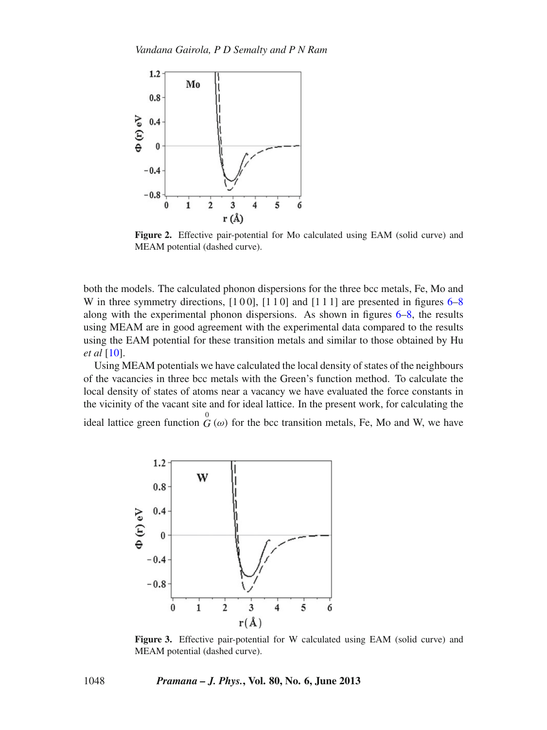**Figure 2.** Effective pair-potential for Mo calculated using EAM (solid curve) and MEAM potential (dashed curve).

both the models. The calculated phonon dispersions for the three bcc metals, Fe, Mo and W in three symmetry directions, [1 0 0], [1 1 0] and [1 1 1] are presented in figures 6–8 along with the experimental phonon dispersions. As shown in figures 6–8, the results using MEAM are in good agreement with the experimental data compared to the results using the EAM potential for these transition metals and similar to those obtained by Hu *et al* [10].

Using MEAM potentials we have calculated the local density of states of the neighbours of the vacancies in three bcc metals with the Green's function method. To calculate the local density of states of atoms near a vacancy we have evaluated the force constants in the vicinity of the vacant site and for ideal lattice. In the present work, for calculating the ideal lattice green function $\overset{0}{G}(\omega)$ for the bcc transition metals, Fe, Mo and W, we have

**Figure 3.** Effective pair-potential for W calculated using EAM (solid curve) and MEAM potential (dashed curve).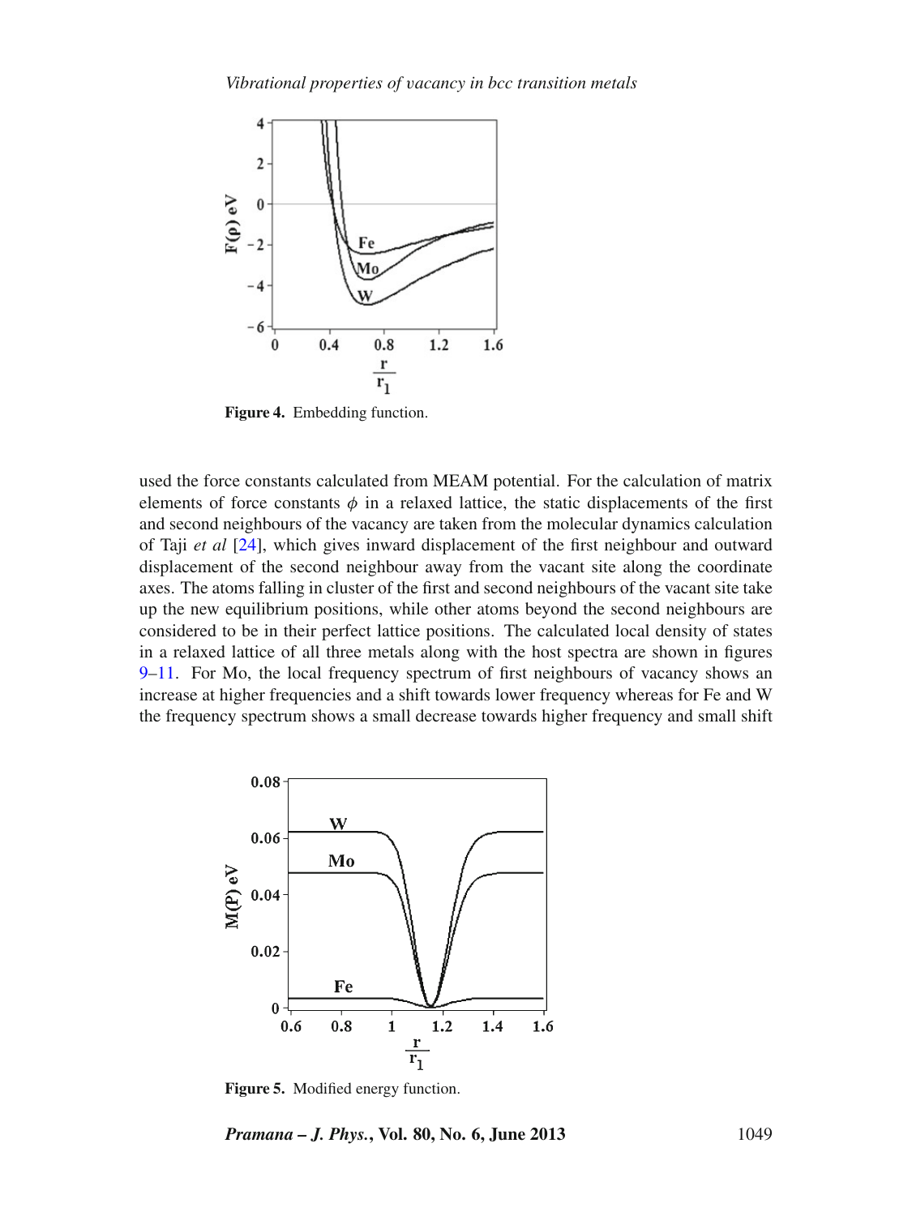**Figure 4.** Embedding function.

used the force constants calculated from MEAM potential. For the calculation of matrix elements of force constants $\phi$ in a relaxed lattice, the static displacements of the first and second neighbours of the vacancy are taken from the molecular dynamics calculation of Taji *et al* [24], which gives inward displacement of the first neighbour and outward displacement of the second neighbour away from the vacant site along the coordinate axes. The atoms falling in cluster of the first and second neighbours of the vacant site take up the new equilibrium positions, while other atoms beyond the second neighbours are considered to be in their perfect lattice positions. The calculated local density of states in a relaxed lattice of all three metals along with the host spectra are shown in figures 9–11. For Mo, the local frequency spectrum of first neighbours of vacancy shows an increase at higher frequencies and a shift towards lower frequency whereas for Fe and W the frequency spectrum shows a small decrease towards higher frequency and small shift

**Figure 5.** Modified energy function.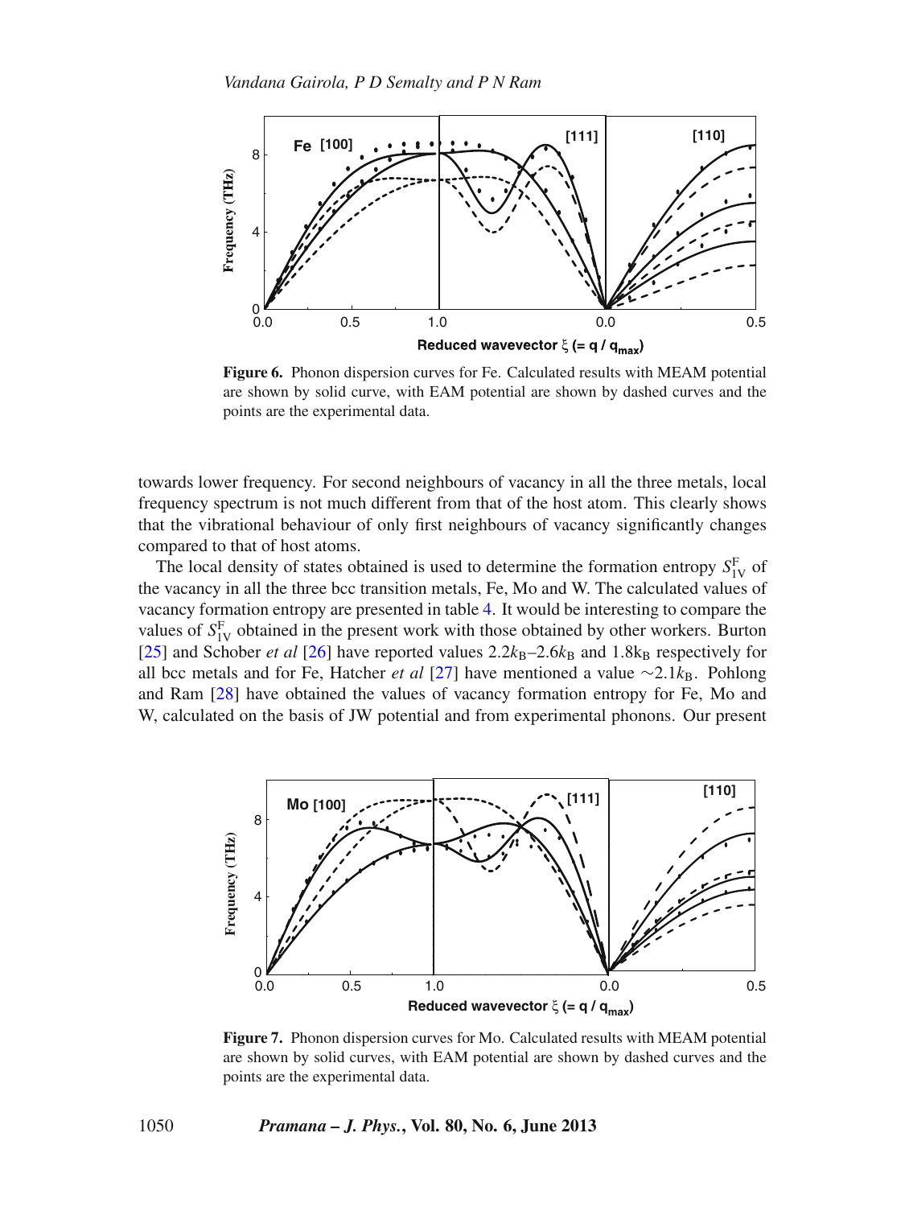**Figure 6.** Phonon dispersion curves for Fe. Calculated results with MEAM potential are shown by solid curve, with EAM potential are shown by dashed curves and the points are the experimental data.

towards lower frequency. For second neighbours of vacancy in all the three metals, local frequency spectrum is not much different from that of the host atom. This clearly shows that the vibrational behaviour of only first neighbours of vacancy significantly changes compared to that of host atoms.

The local density of states obtained is used to determine the formation entropy $S_{1V}^{F}$ of the vacancy in all the three bcc transition metals, Fe, Mo and W. The calculated values of vacancy formation entropy are presented in table 4. It would be interesting to compare the values of $S_{1V}^{F}$ obtained in the present work with those obtained by other workers. Burton [25] and Schober *et al* [26] have reported values $2.2k_B$–$2.6k_B$ and $1.8k_B$ respectively for all bcc metals and for Fe, Hatcher *et al* [27] have mentioned a value $\sim 2.1k_B$. Pohlong and Ram [28] have obtained the values of vacancy formation entropy for Fe, Mo and W, calculated on the basis of JW potential and from experimental phonons. Our present

**Figure 7.** Phonon dispersion curves for Mo. Calculated results with MEAM potential are shown by solid curves, with EAM potential are shown by dashed curves and the points are the experimental data.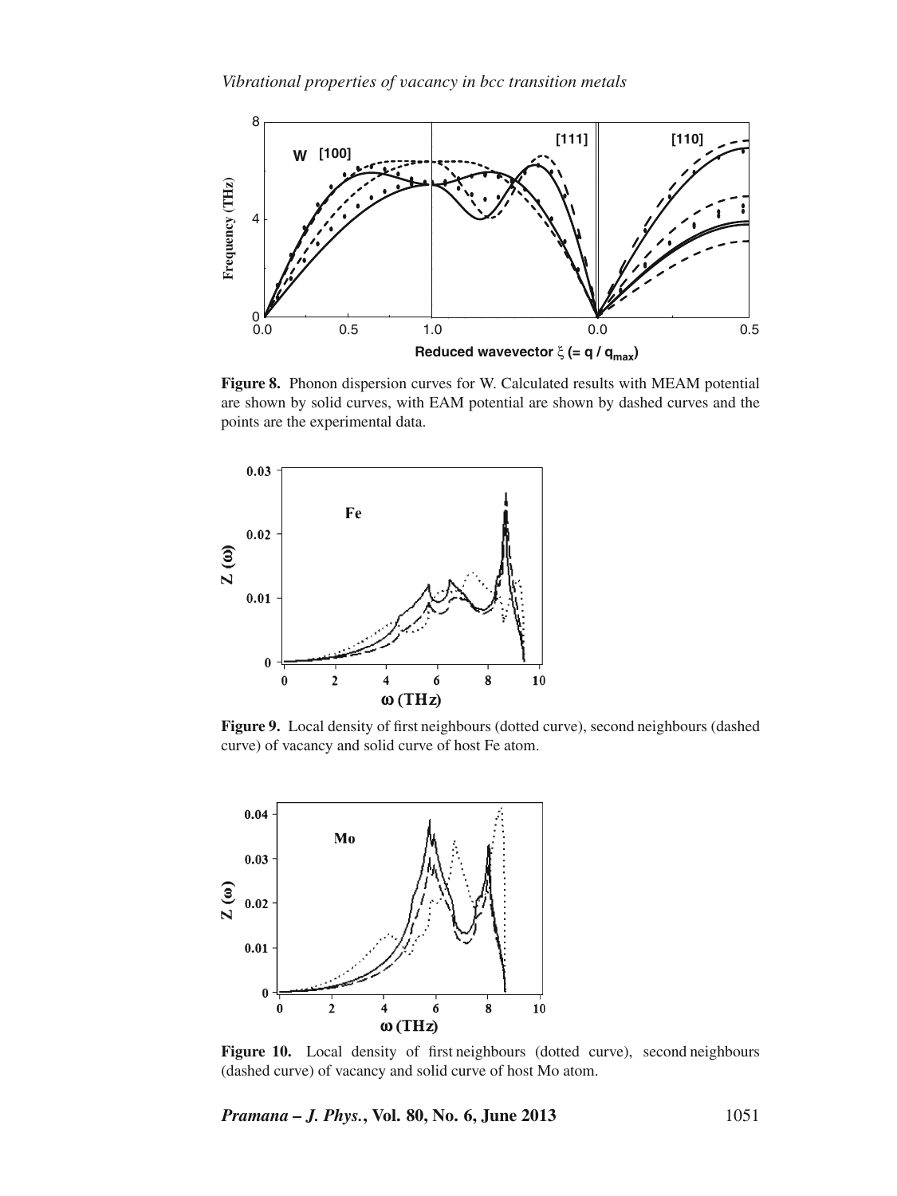**Figure 8.** Phonon dispersion curves for W. Calculated results with MEAM potential are shown by solid curves, with EAM potential are shown by dashed curves and the points are the experimental data.

**Figure 9.** Local density of first neighbours (dotted curve), second neighbours (dashed curve) of vacancy and solid curve of host Fe atom.

**Figure 10.** Local density of first neighbours (dotted curve), second neighbours (dashed curve) of vacancy and solid curve of host Mo atom.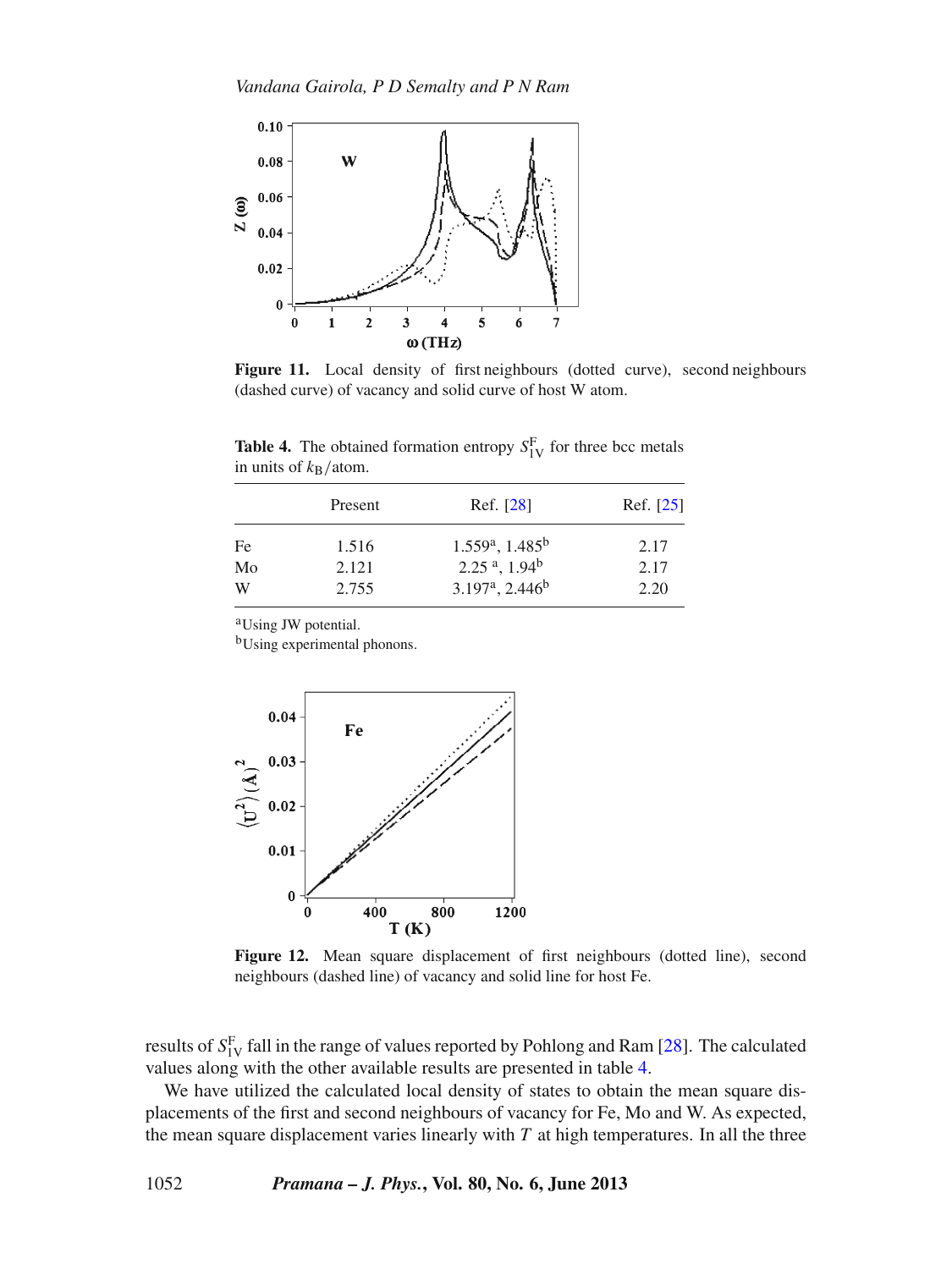**Figure 11.** Local density of first neighbours (dotted curve), second neighbours (dashed curve) of vacancy and solid curve of host W atom.

**Table 4.** The obtained formation entropy $S_{1V}^{F}$ for three bcc metals in units of $k_B$/atom.

| | Present | Ref. [28] | Ref. [25] |
|---|---|---|---|
| Fe | 1.516 | 1.559[a], 1.485[b] | 2.17 |
| Mo | 2.121 | 2.25 [a], 1.94[b] | 2.17 |
| W | 2.755 | 3.197[a], 2.446[b] | 2.20 |

[a]Using JW potential.

[b]Using experimental phonons.

**Figure 12.** Mean square displacement of first neighbours (dotted line), second neighbours (dashed line) of vacancy and solid line for host Fe.

results of $S_{1V}^{F}$ fall in the range of values reported by Pohlong and Ram [28]. The calculated values along with the other available results are presented in table 4.

We have utilized the calculated local density of states to obtain the mean square displacements of the first and second neighbours of vacancy for Fe, Mo and W. As expected, the mean square displacement varies linearly with $T$ at high temperatures. In all the three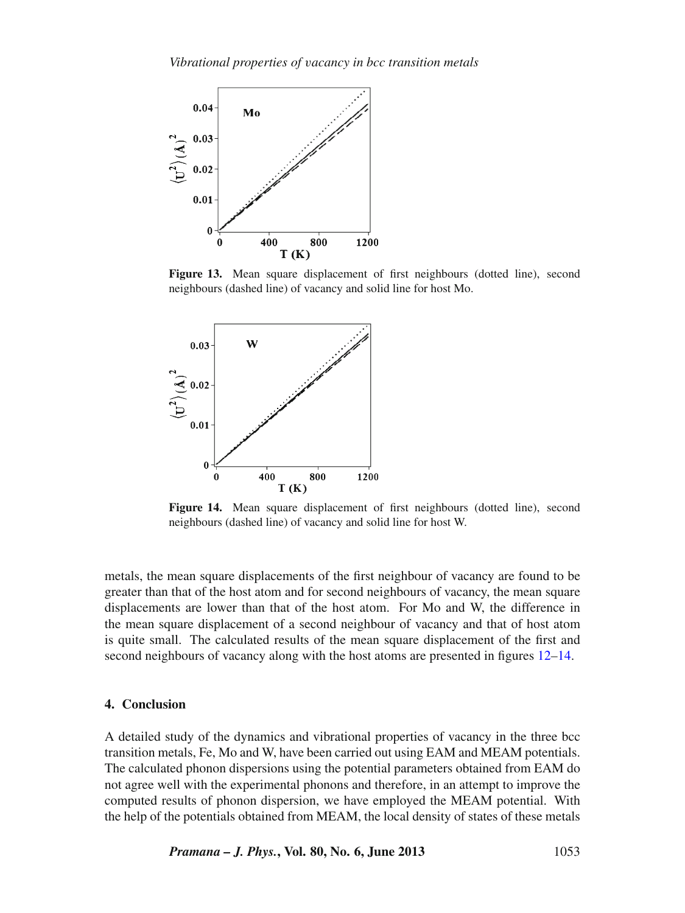Figure 13. Mean square displacement of first neighbours (dotted line), second neighbours (dashed line) of vacancy and solid line for host Mo.

Figure 14. Mean square displacement of first neighbours (dotted line), second neighbours (dashed line) of vacancy and solid line for host W.

metals, the mean square displacements of the first neighbour of vacancy are found to be greater than that of the host atom and for second neighbours of vacancy, the mean square displacements are lower than that of the host atom. For Mo and W, the difference in the mean square displacement of a second neighbour of vacancy and that of host atom is quite small. The calculated results of the mean square displacement of the first and second neighbours of vacancy along with the host atoms are presented in figures 12–14.

## 4. Conclusion

A detailed study of the dynamics and vibrational properties of vacancy in the three bcc transition metals, Fe, Mo and W, have been carried out using EAM and MEAM potentials. The calculated phonon dispersions using the potential parameters obtained from EAM do not agree well with the experimental phonons and therefore, in an attempt to improve the computed results of phonon dispersion, we have employed the MEAM potential. With the help of the potentials obtained from MEAM, the local density of states of these metals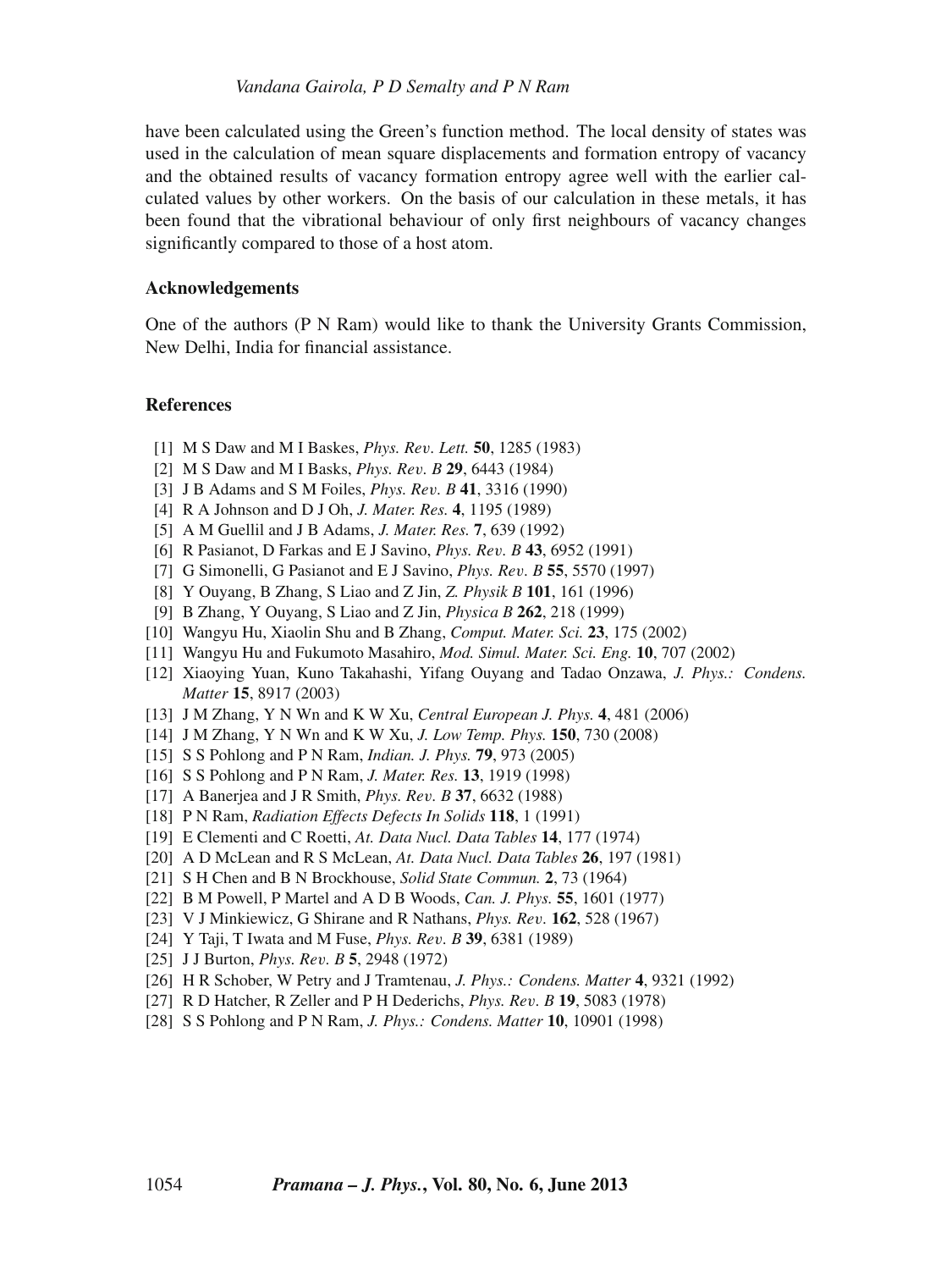have been calculated using the Green's function method. The local density of states was used in the calculation of mean square displacements and formation entropy of vacancy and the obtained results of vacancy formation entropy agree well with the earlier calculated values by other workers. On the basis of our calculation in these metals, it has been found that the vibrational behaviour of only first neighbours of vacancy changes significantly compared to those of a host atom.

### Acknowledgements

One of the authors (P N Ram) would like to thank the University Grants Commission, New Delhi, India for financial assistance.

### References

[1] M S Daw and M I Baskes, *Phys. Rev. Lett.* **50**, 1285 (1983)
[2] M S Daw and M I Basks, *Phys. Rev. B* **29**, 6443 (1984)
[3] J B Adams and S M Foiles, *Phys. Rev. B* **41**, 3316 (1990)
[4] R A Johnson and D J Oh, *J. Mater. Res.* **4**, 1195 (1989)
[5] A M Guellil and J B Adams, *J. Mater. Res.* **7**, 639 (1992)
[6] R Pasianot, D Farkas and E J Savino, *Phys. Rev. B* **43**, 6952 (1991)
[7] G Simonelli, G Pasianot and E J Savino, *Phys. Rev. B* **55**, 5570 (1997)
[8] Y Ouyang, B Zhang, S Liao and Z Jin, *Z. Physik B* **101**, 161 (1996)
[9] B Zhang, Y Ouyang, S Liao and Z Jin, *Physica B* **262**, 218 (1999)
[10] Wangyu Hu, Xiaolin Shu and B Zhang, *Comput. Mater. Sci.* **23**, 175 (2002)
[11] Wangyu Hu and Fukumoto Masahiro, *Mod. Simul. Mater. Sci. Eng.* **10**, 707 (2002)
[12] Xiaoying Yuan, Kuno Takahashi, Yifang Ouyang and Tadao Onzawa, *J. Phys.: Condens. Matter* **15**, 8917 (2003)
[13] J M Zhang, Y N Wn and K W Xu, *Central European J. Phys.* **4**, 481 (2006)
[14] J M Zhang, Y N Wn and K W Xu, *J. Low Temp. Phys.* **150**, 730 (2008)
[15] S S Pohlong and P N Ram, *Indian. J. Phys.* **79**, 973 (2005)
[16] S S Pohlong and P N Ram, *J. Mater. Res.* **13**, 1919 (1998)
[17] A Banerjea and J R Smith, *Phys. Rev. B* **37**, 6632 (1988)
[18] P N Ram, *Radiation Effects Defects In Solids* **118**, 1 (1991)
[19] E Clementi and C Roetti, *At. Data Nucl. Data Tables* **14**, 177 (1974)
[20] A D McLean and R S McLean, *At. Data Nucl. Data Tables* **26**, 197 (1981)
[21] S H Chen and B N Brockhouse, *Solid State Commun.* **2**, 73 (1964)
[22] B M Powell, P Martel and A D B Woods, *Can. J. Phys.* **55**, 1601 (1977)
[23] V J Minkiewicz, G Shirane and R Nathans, *Phys. Rev.* **162**, 528 (1967)
[24] Y Taji, T Iwata and M Fuse, *Phys. Rev. B* **39**, 6381 (1989)
[25] J J Burton, *Phys. Rev. B* **5**, 2948 (1972)
[26] H R Schober, W Petry and J Tramtenau, *J. Phys.: Condens. Matter* **4**, 9321 (1992)
[27] R D Hatcher, R Zeller and P H Dederichs, *Phys. Rev. B* **19**, 5083 (1978)
[28] S S Pohlong and P N Ram, *J. Phys.: Condens. Matter* **10**, 10901 (1998)